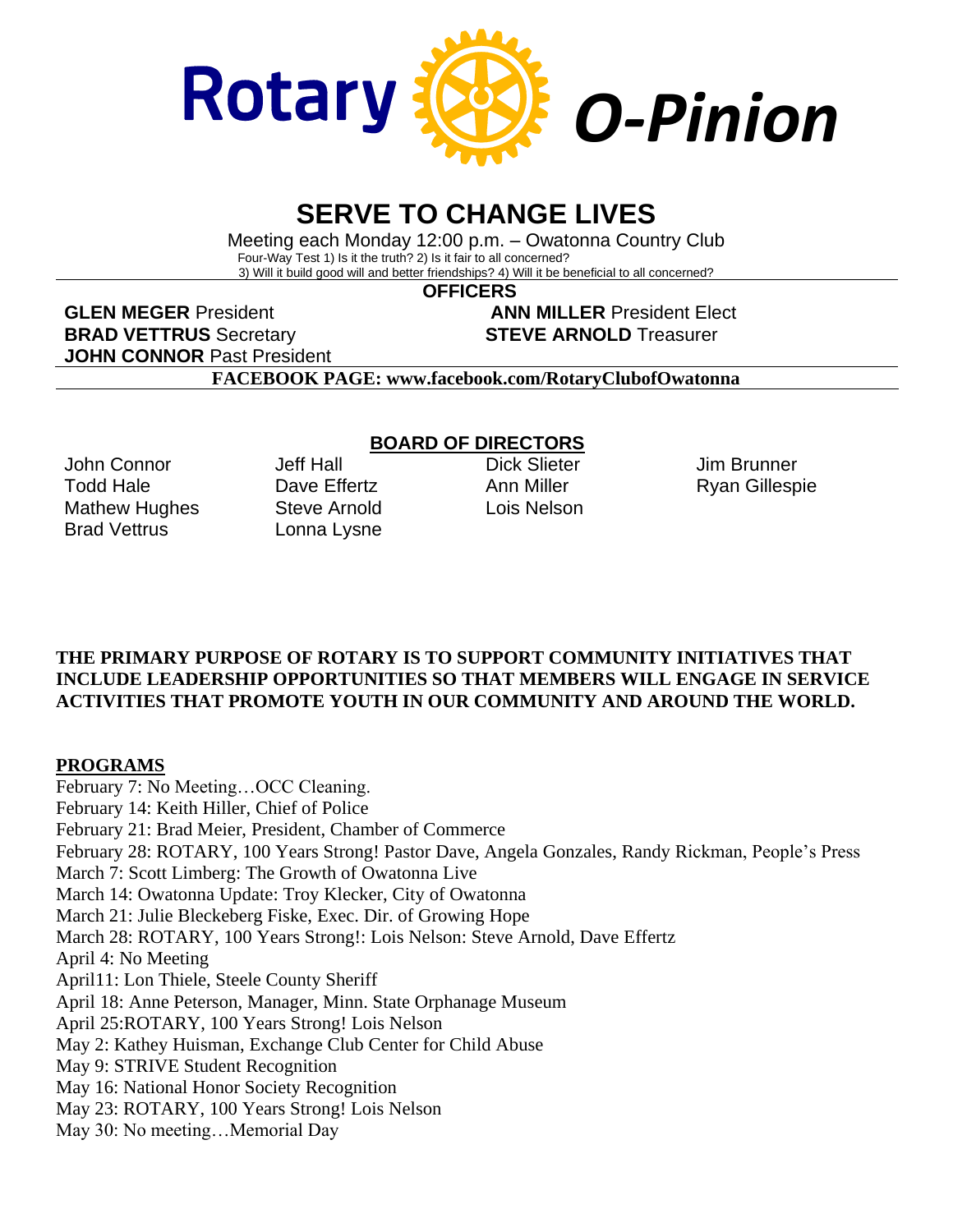# Rotary O-Pinion

## SERVE TO CHANGE LIVES

Meeting each Monday 12:00 p.m. – Owatonna Country Club

Four-Way Test 1) Is it the truth? 2) Is it fair to all concerned?
3) Will it build good will and better friendships? 4) Will it be beneficial to all concerned?

**OFFICERS**

**GLEN MEGER** President
**ANN MILLER** President Elect
**BRAD VETTRUS** Secretary
**STEVE ARNOLD** Treasurer
**JOHN CONNOR** Past President

**FACEBOOK PAGE: www.facebook.com/RotaryClubofOwatonna**

**BOARD OF DIRECTORS**

| | | | |
|---|---|---|---|
| John Connor | Jeff Hall | Dick Slieter | Jim Brunner |
| Todd Hale | Dave Effertz | Ann Miller | Ryan Gillespie |
| Mathew Hughes | Steve Arnold | Lois Nelson | |
| Brad Vettrus | Lonna Lysne | | |

**THE PRIMARY PURPOSE OF ROTARY IS TO SUPPORT COMMUNITY INITIATIVES THAT INCLUDE LEADERSHIP OPPORTUNITIES SO THAT MEMBERS WILL ENGAGE IN SERVICE ACTIVITIES THAT PROMOTE YOUTH IN OUR COMMUNITY AND AROUND THE WORLD.**

**PROGRAMS**

February 7: No Meeting…OCC Cleaning.
February 14: Keith Hiller, Chief of Police
February 21: Brad Meier, President, Chamber of Commerce
February 28: ROTARY, 100 Years Strong! Pastor Dave, Angela Gonzales, Randy Rickman, People's Press
March 7: Scott Limberg: The Growth of Owatonna Live
March 14: Owatonna Update: Troy Klecker, City of Owatonna
March 21: Julie Bleckeberg Fiske, Exec. Dir. of Growing Hope
March 28: ROTARY, 100 Years Strong!: Lois Nelson: Steve Arnold, Dave Effertz
April 4: No Meeting
April11: Lon Thiele, Steele County Sheriff
April 18: Anne Peterson, Manager, Minn. State Orphanage Museum
April 25:ROTARY, 100 Years Strong! Lois Nelson
May 2: Kathey Huisman, Exchange Club Center for Child Abuse
May 9: STRIVE Student Recognition
May 16: National Honor Society Recognition
May 23: ROTARY, 100 Years Strong! Lois Nelson
May 30: No meeting…Memorial Day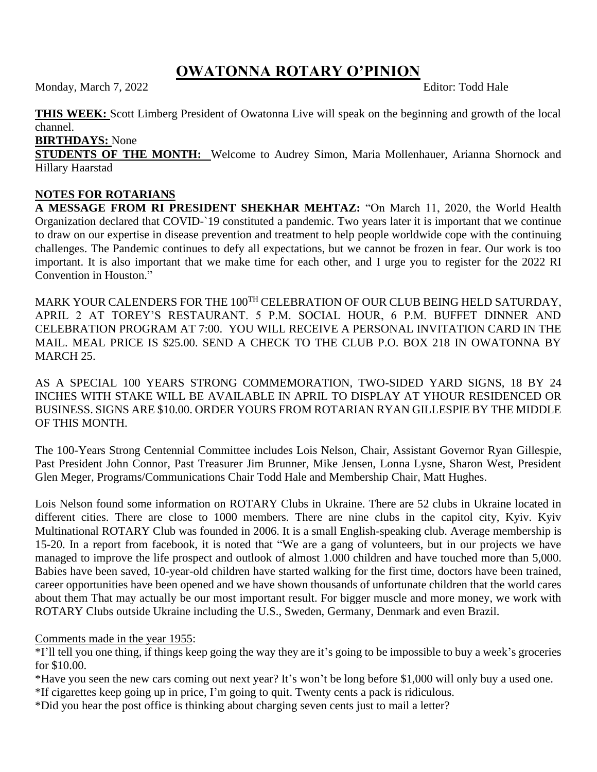# OWATONNA ROTARY O'PINION

Monday, March 7, 2022 Editor: Todd Hale

**THIS WEEK:** Scott Limberg President of Owatonna Live will speak on the beginning and growth of the local channel.

**BIRTHDAYS:** None

**STUDENTS OF THE MONTH:** Welcome to Audrey Simon, Maria Mollenhauer, Arianna Shornock and Hillary Haarstad

## NOTES FOR ROTARIANS

**A MESSAGE FROM RI PRESIDENT SHEKHAR MEHTAZ:** "On March 11, 2020, the World Health Organization declared that COVID-`19 constituted a pandemic. Two years later it is important that we continue to draw on our expertise in disease prevention and treatment to help people worldwide cope with the continuing challenges. The Pandemic continues to defy all expectations, but we cannot be frozen in fear. Our work is too important. It is also important that we make time for each other, and I urge you to register for the 2022 RI Convention in Houston."

MARK YOUR CALENDERS FOR THE 100TH CELEBRATION OF OUR CLUB BEING HELD SATURDAY, APRIL 2 AT TOREY'S RESTAURANT. 5 P.M. SOCIAL HOUR, 6 P.M. BUFFET DINNER AND CELEBRATION PROGRAM AT 7:00. YOU WILL RECEIVE A PERSONAL INVITATION CARD IN THE MAIL. MEAL PRICE IS $25.00. SEND A CHECK TO THE CLUB P.O. BOX 218 IN OWATONNA BY MARCH 25.

AS A SPECIAL 100 YEARS STRONG COMMEMORATION, TWO-SIDED YARD SIGNS, 18 BY 24 INCHES WITH STAKE WILL BE AVAILABLE IN APRIL TO DISPLAY AT YHOUR RESIDENCED OR BUSINESS. SIGNS ARE $10.00. ORDER YOURS FROM ROTARIAN RYAN GILLESPIE BY THE MIDDLE OF THIS MONTH.

The 100-Years Strong Centennial Committee includes Lois Nelson, Chair, Assistant Governor Ryan Gillespie, Past President John Connor, Past Treasurer Jim Brunner, Mike Jensen, Lonna Lysne, Sharon West, President Glen Meger, Programs/Communications Chair Todd Hale and Membership Chair, Matt Hughes.

Lois Nelson found some information on ROTARY Clubs in Ukraine. There are 52 clubs in Ukraine located in different cities. There are close to 1000 members. There are nine clubs in the capitol city, Kyiv. Kyiv Multinational ROTARY Club was founded in 2006. It is a small English-speaking club. Average membership is 15-20. In a report from facebook, it is noted that "We are a gang of volunteers, but in our projects we have managed to improve the life prospect and outlook of almost 1.000 children and have touched more than 5,000. Babies have been saved, 10-year-old children have started walking for the first time, doctors have been trained, career opportunities have been opened and we have shown thousands of unfortunate children that the world cares about them That may actually be our most important result. For bigger muscle and more money, we work with ROTARY Clubs outside Ukraine including the U.S., Sweden, Germany, Denmark and even Brazil.

Comments made in the year 1955:

*I'll tell you one thing, if things keep going the way they are it's going to be impossible to buy a week's groceries for $10.00.

*Have you seen the new cars coming out next year? It's won't be long before $1,000 will only buy a used one.

*If cigarettes keep going up in price, I'm going to quit. Twenty cents a pack is ridiculous.

*Did you hear the post office is thinking about charging seven cents just to mail a letter?